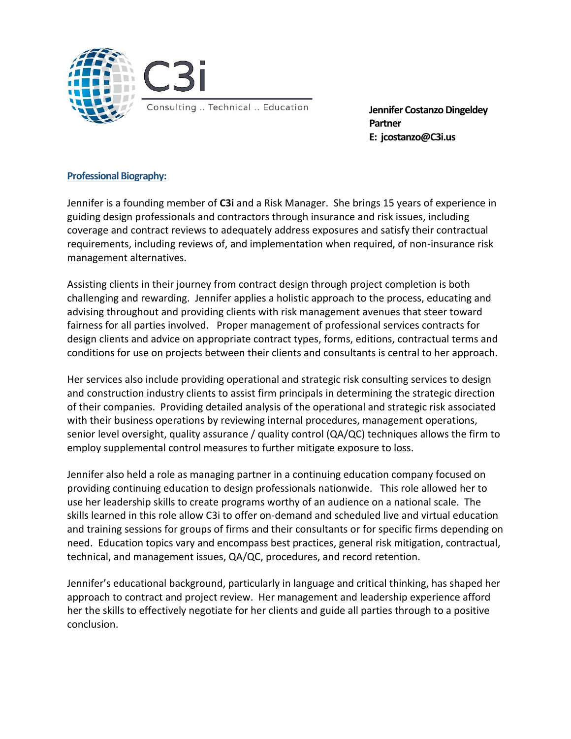C3i

Consulting .. Technical .. Education

**Jennifer Costanzo Dingeldey**
**Partner**
**E: jcostanzo@C3i.us**

## Professional Biography:

Jennifer is a founding member of **C3i** and a Risk Manager. She brings 15 years of experience in guiding design professionals and contractors through insurance and risk issues, including coverage and contract reviews to adequately address exposures and satisfy their contractual requirements, including reviews of, and implementation when required, of non-insurance risk management alternatives.

Assisting clients in their journey from contract design through project completion is both challenging and rewarding. Jennifer applies a holistic approach to the process, educating and advising throughout and providing clients with risk management avenues that steer toward fairness for all parties involved. Proper management of professional services contracts for design clients and advice on appropriate contract types, forms, editions, contractual terms and conditions for use on projects between their clients and consultants is central to her approach.

Her services also include providing operational and strategic risk consulting services to design and construction industry clients to assist firm principals in determining the strategic direction of their companies. Providing detailed analysis of the operational and strategic risk associated with their business operations by reviewing internal procedures, management operations, senior level oversight, quality assurance / quality control (QA/QC) techniques allows the firm to employ supplemental control measures to further mitigate exposure to loss.

Jennifer also held a role as managing partner in a continuing education company focused on providing continuing education to design professionals nationwide. This role allowed her to use her leadership skills to create programs worthy of an audience on a national scale. The skills learned in this role allow C3i to offer on-demand and scheduled live and virtual education and training sessions for groups of firms and their consultants or for specific firms depending on need. Education topics vary and encompass best practices, general risk mitigation, contractual, technical, and management issues, QA/QC, procedures, and record retention.

Jennifer's educational background, particularly in language and critical thinking, has shaped her approach to contract and project review. Her management and leadership experience afford her the skills to effectively negotiate for her clients and guide all parties through to a positive conclusion.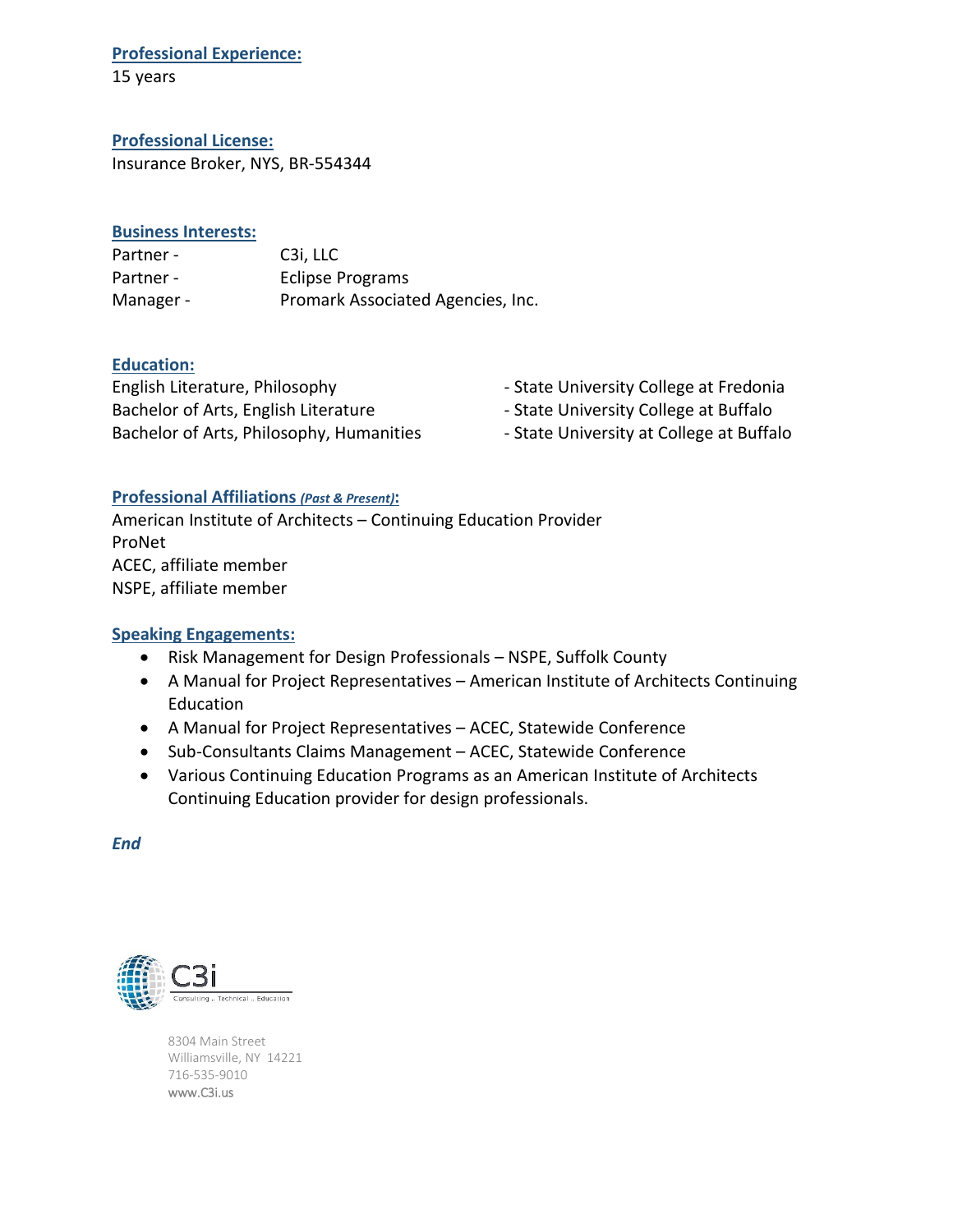**Professional Experience:**

15 years

**Professional License:**

Insurance Broker, NYS, BR-554344

**Business Interests:**

| | |
|---|---|
| Partner - | C3i, LLC |
| Partner - | Eclipse Programs |
| Manager - | Promark Associated Agencies, Inc. |

**Education:**

| | |
|---|---|
| English Literature, Philosophy | - State University College at Fredonia |
| Bachelor of Arts, English Literature | - State University College at Buffalo |
| Bachelor of Arts, Philosophy, Humanities | - State University at College at Buffalo |

**Professional Affiliations *(Past & Present)*:**

American Institute of Architects – Continuing Education Provider
ProNet
ACEC, affiliate member
NSPE, affiliate member

**Speaking Engagements:**

- Risk Management for Design Professionals – NSPE, Suffolk County
- A Manual for Project Representatives – American Institute of Architects Continuing Education
- A Manual for Project Representatives – ACEC, Statewide Conference
- Sub-Consultants Claims Management – ACEC, Statewide Conference
- Various Continuing Education Programs as an American Institute of Architects Continuing Education provider for design professionals.

***End***

C3i
Consulting .. Technical .. Education

8304 Main Street
Williamsville, NY 14221
716-535-9010
www.C3i.us